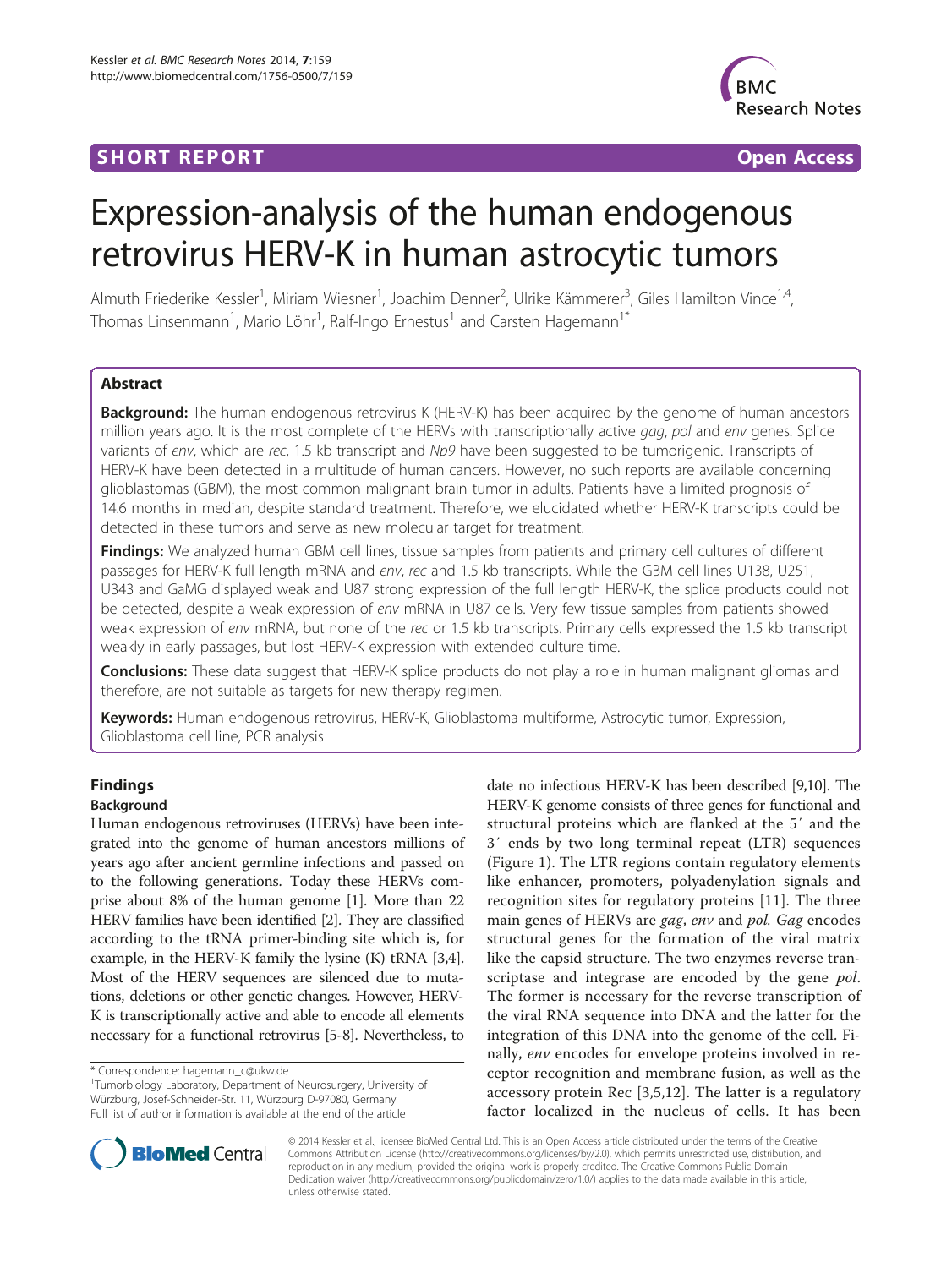SHORT REPORT **Open Access**

# Expression-analysis of the human endogenous retrovirus HERV-K in human astrocytic tumors

Almuth Friederike Kessler[1], Miriam Wiesner[1], Joachim Denner[2], Ulrike Kämmerer[3], Giles Hamilton Vince[1,4], Thomas Linsenmann[1], Mario Löhr[1], Ralf-Ingo Ernestus[1] and Carsten Hagemann[1*]

## Abstract

**Background:** The human endogenous retrovirus K (HERV-K) has been acquired by the genome of human ancestors million years ago. It is the most complete of the HERVs with transcriptionally active *gag*, *pol* and *env* genes. Splice variants of *env*, which are *rec*, 1.5 kb transcript and *Np9* have been suggested to be tumorigenic. Transcripts of HERV-K have been detected in a multitude of human cancers. However, no such reports are available concerning glioblastomas (GBM), the most common malignant brain tumor in adults. Patients have a limited prognosis of 14.6 months in median, despite standard treatment. Therefore, we elucidated whether HERV-K transcripts could be detected in these tumors and serve as new molecular target for treatment.

**Findings:** We analyzed human GBM cell lines, tissue samples from patients and primary cell cultures of different passages for HERV-K full length mRNA and *env*, *rec* and 1.5 kb transcripts. While the GBM cell lines U138, U251, U343 and GaMG displayed weak and U87 strong expression of the full length HERV-K, the splice products could not be detected, despite a weak expression of *env* mRNA in U87 cells. Very few tissue samples from patients showed weak expression of *env* mRNA, but none of the *rec* or 1.5 kb transcripts. Primary cells expressed the 1.5 kb transcript weakly in early passages, but lost HERV-K expression with extended culture time.

**Conclusions:** These data suggest that HERV-K splice products do not play a role in human malignant gliomas and therefore, are not suitable as targets for new therapy regimen.

**Keywords:** Human endogenous retrovirus, HERV-K, Glioblastoma multiforme, Astrocytic tumor, Expression, Glioblastoma cell line, PCR analysis

## Findings

### Background

Human endogenous retroviruses (HERVs) have been integrated into the genome of human ancestors millions of years ago after ancient germline infections and passed on to the following generations. Today these HERVs comprise about 8% of the human genome [1]. More than 22 HERV families have been identified [2]. They are classified according to the tRNA primer-binding site which is, for example, in the HERV-K family the lysine (K) tRNA [3,4]. Most of the HERV sequences are silenced due to mutations, deletions or other genetic changes. However, HERV-K is transcriptionally active and able to encode all elements necessary for a functional retrovirus [5-8]. Nevertheless, to date no infectious HERV-K has been described [9,10]. The HERV-K genome consists of three genes for functional and structural proteins which are flanked at the 5′ and the 3′ ends by two long terminal repeat (LTR) sequences (Figure 1). The LTR regions contain regulatory elements like enhancer, promoters, polyadenylation signals and recognition sites for regulatory proteins [11]. The three main genes of HERVs are *gag*, *env* and *pol*. *Gag* encodes structural genes for the formation of the viral matrix like the capsid structure. The two enzymes reverse transcriptase and integrase are encoded by the gene *pol*. The former is necessary for the reverse transcription of the viral RNA sequence into DNA and the latter for the integration of this DNA into the genome of the cell. Finally, *env* encodes for envelope proteins involved in receptor recognition and membrane fusion, as well as the accessory protein Rec [3,5,12]. The latter is a regulatory factor localized in the nucleus of cells. It has been

\* Correspondence: hagemann_c@ukw.de
[1]Tumorbiology Laboratory, Department of Neurosurgery, University of Würzburg, Josef-Schneider-Str. 11, Würzburg D-97080, Germany
Full list of author information is available at the end of the article

© 2014 Kessler et al.; licensee BioMed Central Ltd. This is an Open Access article distributed under the terms of the Creative Commons Attribution License (http://creativecommons.org/licenses/by/2.0), which permits unrestricted use, distribution, and reproduction in any medium, provided the original work is properly credited. The Creative Commons Public Domain Dedication waiver (http://creativecommons.org/publicdomain/zero/1.0/) applies to the data made available in this article, unless otherwise stated.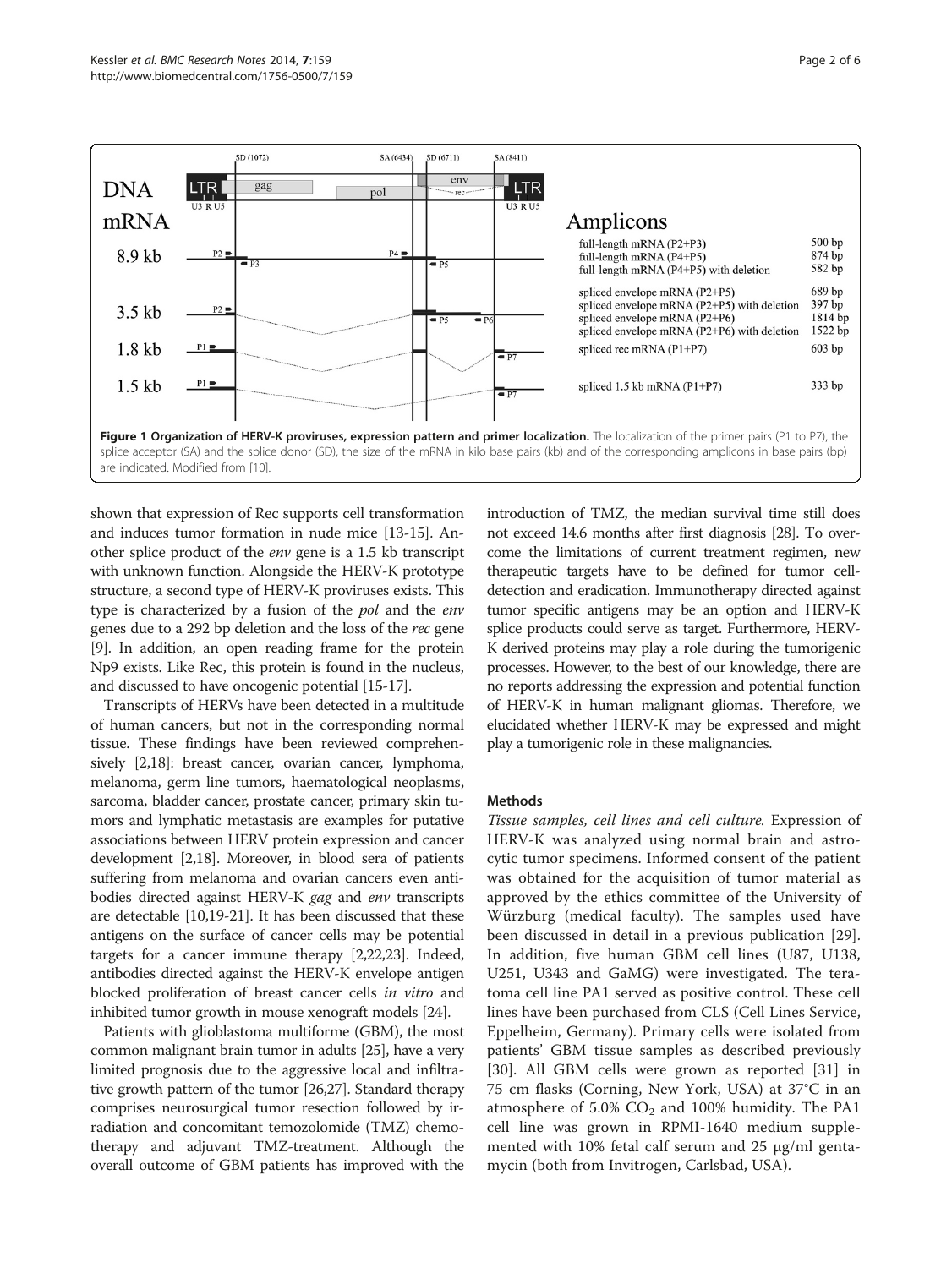**Figure 1 Organization of HERV-K proviruses, expression pattern and primer localization.** The localization of the primer pairs (P1 to P7), the splice acceptor (SA) and the splice donor (SD), the size of the mRNA in kilo base pairs (kb) and of the corresponding amplicons in base pairs (bp) are indicated. Modified from [10].

shown that expression of Rec supports cell transformation and induces tumor formation in nude mice [13-15]. Another splice product of the *env* gene is a 1.5 kb transcript with unknown function. Alongside the HERV-K prototype structure, a second type of HERV-K proviruses exists. This type is characterized by a fusion of the *pol* and the *env* genes due to a 292 bp deletion and the loss of the *rec* gene [9]. In addition, an open reading frame for the protein Np9 exists. Like Rec, this protein is found in the nucleus, and discussed to have oncogenic potential [15-17].

Transcripts of HERVs have been detected in a multitude of human cancers, but not in the corresponding normal tissue. These findings have been reviewed comprehensively [2,18]: breast cancer, ovarian cancer, lymphoma, melanoma, germ line tumors, haematological neoplasms, sarcoma, bladder cancer, prostate cancer, primary skin tumors and lymphatic metastasis are examples for putative associations between HERV protein expression and cancer development [2,18]. Moreover, in blood sera of patients suffering from melanoma and ovarian cancers even antibodies directed against HERV-K *gag* and *env* transcripts are detectable [10,19-21]. It has been discussed that these antigens on the surface of cancer cells may be potential targets for a cancer immune therapy [2,22,23]. Indeed, antibodies directed against the HERV-K envelope antigen blocked proliferation of breast cancer cells *in vitro* and inhibited tumor growth in mouse xenograft models [24].

Patients with glioblastoma multiforme (GBM), the most common malignant brain tumor in adults [25], have a very limited prognosis due to the aggressive local and infiltrative growth pattern of the tumor [26,27]. Standard therapy comprises neurosurgical tumor resection followed by irradiation and concomitant temozolomide (TMZ) chemotherapy and adjuvant TMZ-treatment. Although the overall outcome of GBM patients has improved with the introduction of TMZ, the median survival time still does not exceed 14.6 months after first diagnosis [28]. To overcome the limitations of current treatment regimen, new therapeutic targets have to be defined for tumor cell-detection and eradication. Immunotherapy directed against tumor specific antigens may be an option and HERV-K splice products could serve as target. Furthermore, HERV-K derived proteins may play a role during the tumorigenic processes. However, to the best of our knowledge, there are no reports addressing the expression and potential function of HERV-K in human malignant gliomas. Therefore, we elucidated whether HERV-K may be expressed and might play a tumorigenic role in these malignancies.

## Methods

*Tissue samples, cell lines and cell culture.* Expression of HERV-K was analyzed using normal brain and astrocytic tumor specimens. Informed consent of the patient was obtained for the acquisition of tumor material as approved by the ethics committee of the University of Würzburg (medical faculty). The samples used have been discussed in detail in a previous publication [29]. In addition, five human GBM cell lines (U87, U138, U251, U343 and GaMG) were investigated. The teratoma cell line PA1 served as positive control. These cell lines have been purchased from CLS (Cell Lines Service, Eppelheim, Germany). Primary cells were isolated from patients' GBM tissue samples as described previously [30]. All GBM cells were grown as reported [31] in 75 cm flasks (Corning, New York, USA) at 37°C in an atmosphere of 5.0% $CO_2$ and 100% humidity. The PA1 cell line was grown in RPMI-1640 medium supplemented with 10% fetal calf serum and 25 μg/ml gentamycin (both from Invitrogen, Carlsbad, USA).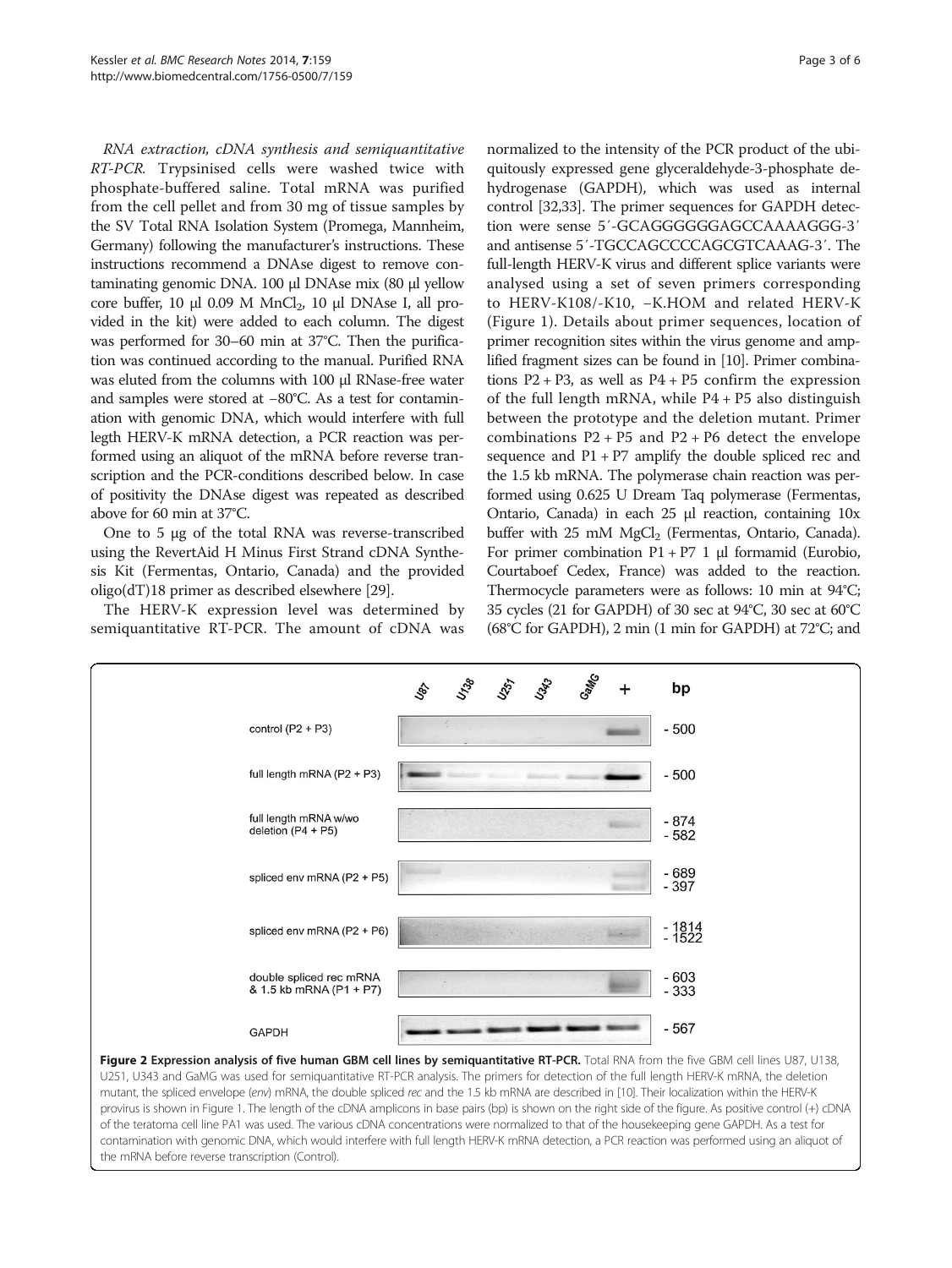*RNA extraction, cDNA synthesis and semiquantitative RT-PCR.* Trypsinised cells were washed twice with phosphate-buffered saline. Total mRNA was purified from the cell pellet and from 30 mg of tissue samples by the SV Total RNA Isolation System (Promega, Mannheim, Germany) following the manufacturer's instructions. These instructions recommend a DNAse digest to remove contaminating genomic DNA. 100 μl DNAse mix (80 μl yellow core buffer, 10 μl 0.09 M $MnCl_2$, 10 μl DNAse I, all provided in the kit) were added to each column. The digest was performed for 30–60 min at 37°C. Then the purification was continued according to the manual. Purified RNA was eluted from the columns with 100 μl RNase-free water and samples were stored at −80°C. As a test for contamination with genomic DNA, which would interfere with full legth HERV-K mRNA detection, a PCR reaction was performed using an aliquot of the mRNA before reverse transcription and the PCR-conditions described below. In case of positivity the DNAse digest was repeated as described above for 60 min at 37°C.

One to 5 μg of the total RNA was reverse-transcribed using the RevertAid H Minus First Strand cDNA Synthesis Kit (Fermentas, Ontario, Canada) and the provided oligo(dT)18 primer as described elsewhere [29].

The HERV-K expression level was determined by semiquantitative RT-PCR. The amount of cDNA was normalized to the intensity of the PCR product of the ubiquitously expressed gene glyceraldehyde-3-phosphate dehydrogenase (GAPDH), which was used as internal control [32,33]. The primer sequences for GAPDH detection were sense 5′-GCAGGGGGGAGCCAAAAGGG-3′ and antisense 5′-TGCCAGCCCCAGCGTCAAAG-3′. The full-length HERV-K virus and different splice variants were analysed using a set of seven primers corresponding to HERV-K108/-K10, −K.HOM and related HERV-K (Figure 1). Details about primer sequences, location of primer recognition sites within the virus genome and amplified fragment sizes can be found in [10]. Primer combinations P2 + P3, as well as P4 + P5 confirm the expression of the full length mRNA, while P4 + P5 also distinguish between the prototype and the deletion mutant. Primer combinations P2 + P5 and P2 + P6 detect the envelope sequence and P1 + P7 amplify the double spliced rec and the 1.5 kb mRNA. The polymerase chain reaction was performed using 0.625 U Dream Taq polymerase (Fermentas, Ontario, Canada) in each 25 μl reaction, containing 10x buffer with 25 mM $MgCl_2$ (Fermentas, Ontario, Canada). For primer combination P1 + P7 1 μl formamid (Eurobio, Courtaboef Cedex, France) was added to the reaction. Thermocycle parameters were as follows: 10 min at 94°C; 35 cycles (21 for GAPDH) of 30 sec at 94°C, 30 sec at 60°C (68°C for GAPDH), 2 min (1 min for GAPDH) at 72°C; and

**Figure 2 Expression analysis of five human GBM cell lines by semiquantitative RT-PCR.** Total RNA from the five GBM cell lines U87, U138, U251, U343 and GaMG was used for semiquantitative RT-PCR analysis. The primers for detection of the full length HERV-K mRNA, the deletion mutant, the spliced envelope (*env*) mRNA, the double spliced *rec* and the 1.5 kb mRNA are described in [10]. Their localization within the HERV-K provirus is shown in Figure 1. The length of the cDNA amplicons in base pairs (bp) is shown on the right side of the figure. As positive control (+) cDNA of the teratoma cell line PA1 was used. The various cDNA concentrations were normalized to that of the housekeeping gene GAPDH. As a test for contamination with genomic DNA, which would interfere with full length HERV-K mRNA detection, a PCR reaction was performed using an aliquot of the mRNA before reverse transcription (Control).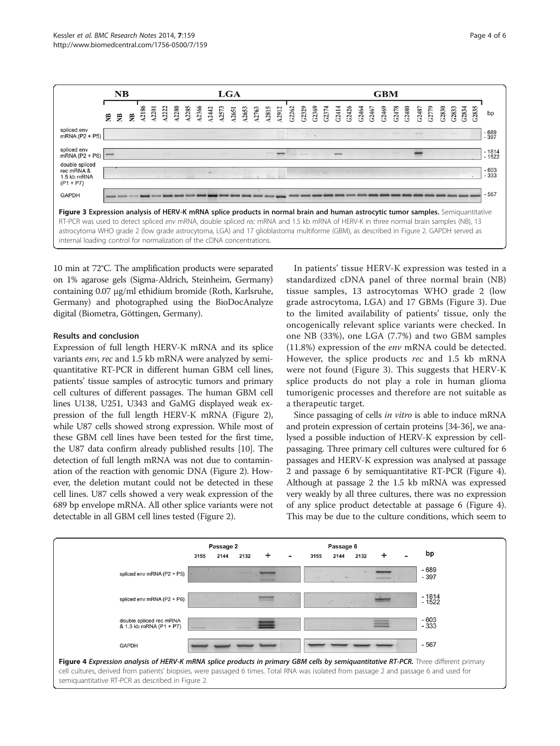Figure 3 Expression analysis of HERV-K mRNA splice products in normal brain and human astrocytic tumor samples. Semiquantitative RT-PCR was used to detect spliced *env* mRNA, double spliced *rec* mRNA and 1.5 kb mRNA of HERV-K in three normal brain samples (NB), 13 astrocytoma WHO grade 2 (low grade astrocytoma, LGA) and 17 glioblastoma multiforme (GBM), as described in Figure 2. GAPDH served as internal loading control for normalization of the cDNA concentrations.

10 min at 72°C. The amplification products were separated on 1% agarose gels (Sigma-Aldrich, Steinheim, Germany) containing 0.07 μg/ml ethidium bromide (Roth, Karlsruhe, Germany) and photographed using the BioDocAnalyze digital (Biometra, Göttingen, Germany).

## Results and conclusion

Expression of full length HERV-K mRNA and its splice variants *env*, *rec* and 1.5 kb mRNA were analyzed by semi-quantitative RT-PCR in different human GBM cell lines, patients' tissue samples of astrocytic tumors and primary cell cultures of different passages. The human GBM cell lines U138, U251, U343 and GaMG displayed weak expression of the full length HERV-K mRNA (Figure 2), while U87 cells showed strong expression. While most of these GBM cell lines have been tested for the first time, the U87 data confirm already published results [10]. The detection of full length mRNA was not due to contamination of the reaction with genomic DNA (Figure 2). However, the deletion mutant could not be detected in these cell lines. U87 cells showed a very weak expression of the 689 bp envelope mRNA. All other splice variants were not detectable in all GBM cell lines tested (Figure 2).

In patients' tissue HERV-K expression was tested in a standardized cDNA panel of three normal brain (NB) tissue samples, 13 astrocytomas WHO grade 2 (low grade astrocytoma, LGA) and 17 GBMs (Figure 3). Due to the limited availability of patients' tissue, only the oncogenically relevant splice variants were checked. In one NB (33%), one LGA (7.7%) and two GBM samples (11.8%) expression of the *env* mRNA could be detected. However, the splice products *rec* and 1.5 kb mRNA were not found (Figure 3). This suggests that HERV-K splice products do not play a role in human glioma tumorigenic processes and therefore are not suitable as a therapeutic target.

Since passaging of cells *in vitro* is able to induce mRNA and protein expression of certain proteins [34-36], we analysed a possible induction of HERV-K expression by cell-passaging. Three primary cell cultures were cultured for 6 passages and HERV-K expression was analysed at passage 2 and passage 6 by semiquantitative RT-PCR (Figure 4). Although at passage 2 the 1.5 kb mRNA was expressed very weakly by all three cultures, there was no expression of any splice product detectable at passage 6 (Figure 4). This may be due to the culture conditions, which seem to

Figure 4 *Expression analysis of HERV-K mRNA splice products in primary GBM cells by semiquantitative RT-PCR.* Three different primary cell cultures, derived from patients' biopsies, were passaged 6 times. Total RNA was isolated from passage 2 and passage 6 and used for semiquantitative RT-PCR as described in Figure 2.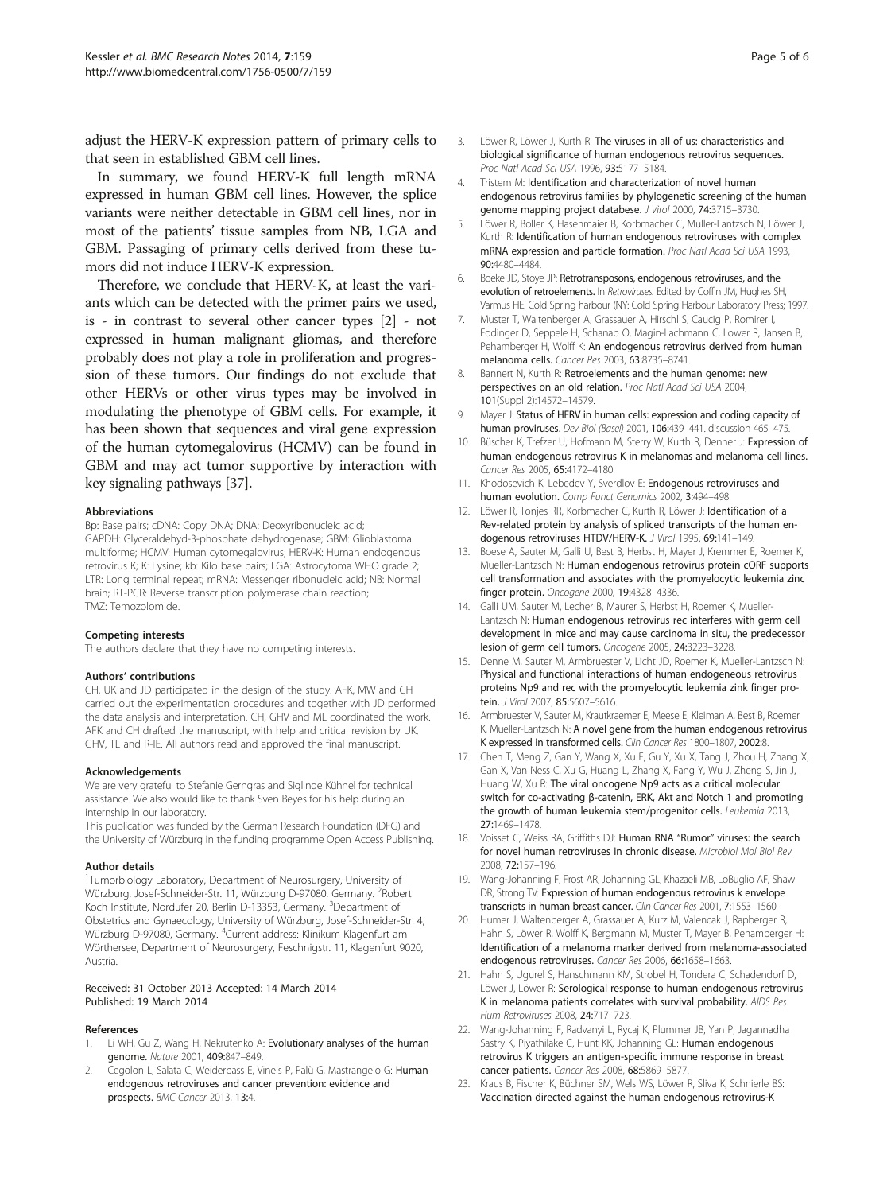adjust the HERV-K expression pattern of primary cells to that seen in established GBM cell lines.

In summary, we found HERV-K full length mRNA expressed in human GBM cell lines. However, the splice variants were neither detectable in GBM cell lines, nor in most of the patients' tissue samples from NB, LGA and GBM. Passaging of primary cells derived from these tumors did not induce HERV-K expression.

Therefore, we conclude that HERV-K, at least the variants which can be detected with the primer pairs we used, is - in contrast to several other cancer types [2] - not expressed in human malignant gliomas, and therefore probably does not play a role in proliferation and progression of these tumors. Our findings do not exclude that other HERVs or other virus types may be involved in modulating the phenotype of GBM cells. For example, it has been shown that sequences and viral gene expression of the human cytomegalovirus (HCMV) can be found in GBM and may act tumor supportive by interaction with key signaling pathways [37].

#### Abbreviations

Bp: Base pairs; cDNA: Copy DNA; DNA: Deoxyribonucleic acid; GAPDH: Glyceraldehyd-3-phosphate dehydrogenase; GBM: Glioblastoma multiforme; HCMV: Human cytomegalovirus; HERV-K: Human endogenous retrovirus K; K: Lysine; kb: Kilo base pairs; LGA: Astrocytoma WHO grade 2; LTR: Long terminal repeat; mRNA: Messenger ribonucleic acid; NB: Normal brain; RT-PCR: Reverse transcription polymerase chain reaction; TMZ: Temozolomide.

#### Competing interests

The authors declare that they have no competing interests.

#### Authors' contributions

CH, UK and JD participated in the design of the study. AFK, MW and CH carried out the experimentation procedures and together with JD performed the data analysis and interpretation. CH, GHV and ML coordinated the work. AFK and CH drafted the manuscript, with help and critical revision by UK, GHV, TL and R-IE. All authors read and approved the final manuscript.

#### Acknowledgements

We are very grateful to Stefanie Gerngras and Siglinde Kühnel for technical assistance. We also would like to thank Sven Beyes for his help during an internship in our laboratory.

This publication was funded by the German Research Foundation (DFG) and the University of Würzburg in the funding programme Open Access Publishing.

#### Author details

[1]Tumorbiology Laboratory, Department of Neurosurgery, University of Würzburg, Josef-Schneider-Str. 11, Würzburg D-97080, Germany. [2]Robert Koch Institute, Nordufer 20, Berlin D-13353, Germany. [3]Department of Obstetrics and Gynaecology, University of Würzburg, Josef-Schneider-Str. 4, Würzburg D-97080, Germany. [4]Current address: Klinikum Klagenfurt am Wörthersee, Department of Neurosurgery, Feschnigstr. 11, Klagenfurt 9020, Austria.

Received: 31 October 2013 Accepted: 14 March 2014
Published: 19 March 2014

#### References

1. Li WH, Gu Z, Wang H, Nekrutenko A: **Evolutionary analyses of the human genome.** *Nature* 2001, **409:**847–849.
2. Cegolon L, Salata C, Weiderpass E, Vineis P, Palù G, Mastrangelo G: **Human endogenous retroviruses and cancer prevention: evidence and prospects.** *BMC Cancer* 2013, **13:**4.
3. Löwer R, Löwer J, Kurth R: **The viruses in all of us: characteristics and biological significance of human endogenous retrovirus sequences.** *Proc Natl Acad Sci USA* 1996, **93:**5177–5184.
4. Tristem M: **Identification and characterization of novel human endogenous retrovirus families by phylogenetic screening of the human genome mapping project database.** *J Virol* 2000, **74:**3715–3730.
5. Löwer R, Boller K, Hasenmaier B, Korbmacher C, Muller-Lantzsch N, Löwer J, Kurth R: **Identification of human endogenous retroviruses with complex mRNA expression and particle formation.** *Proc Natl Acad Sci USA* 1993, **90:**4480–4484.
6. Boeke JD, Stoye JP: **Retrotransposons, endogenous retroviruses, and the evolution of retroelements.** In *Retroviruses.* Edited by Coffin JM, Hughes SH, Varmus HE. Cold Spring harbour (NY: Cold Spring Harbour Laboratory Press; 1997.
7. Muster T, Waltenberger A, Grassauer A, Hirschl S, Caucig P, Romirer I, Fodinger D, Seppele H, Schanab O, Magin-Lachmann C, Lower R, Jansen B, Pehamberger H, Wolff K: **An endogenous retrovirus derived from human melanoma cells.** *Cancer Res* 2003, **63:**8735–8741.
8. Bannert N, Kurth R: **Retroelements and the human genome: new perspectives on an old relation.** *Proc Natl Acad Sci USA* 2004, **101**(Suppl 2):14572–14579.
9. Mayer J: **Status of HERV in human cells: expression and coding capacity of human proviruses.** *Dev Biol (Basel)* 2001, **106:**439–441. discussion 465–475.
10. Büscher K, Trefzer U, Hofmann M, Sterry W, Kurth R, Denner J: **Expression of human endogenous retrovirus K in melanomas and melanoma cell lines.** *Cancer Res* 2005, **65:**4172–4180.
11. Khodosevich K, Lebedev Y, Sverdlov E: **Endogenous retroviruses and human evolution.** *Comp Funct Genomics* 2002, **3:**494–498.
12. Löwer R, Tonjes RR, Korbmacher C, Kurth R, Löwer J: **Identification of a Rev-related protein by analysis of spliced transcripts of the human endogenous retroviruses HTDV/HERV-K.** *J Virol* 1995, **69:**141–149.
13. Boese A, Sauter M, Galli U, Best B, Herbst H, Mayer J, Kremmer E, Roemer K, Mueller-Lantzsch N: **Human endogenous retrovirus protein cORF supports cell transformation and associates with the promyelocytic leukemia zinc finger protein.** *Oncogene* 2000, **19:**4328–4336.
14. Galli UM, Sauter M, Lecher B, Maurer S, Herbst H, Roemer K, Mueller-Lantzsch N: **Human endogenous retrovirus rec interferes with germ cell development in mice and may cause carcinoma in situ, the predecessor lesion of germ cell tumors.** *Oncogene* 2005, **24:**3223–3228.
15. Denne M, Sauter M, Armbruester V, Licht JD, Roemer K, Mueller-Lantzsch N: **Physical and functional interactions of human endogenous retrovirus proteins Np9 and rec with the promyelocytic leukemia zink finger protein.** *J Virol* 2007, **85:**5607–5616.
16. Armbruester V, Sauter M, Krautkraemer E, Meese E, Kleiman A, Best B, Roemer K, Mueller-Lantzsch N: **A novel gene from the human endogenous retrovirus K expressed in transformed cells.** *Clin Cancer Res* 1800–1807, **2002:**8.
17. Chen T, Meng Z, Gan Y, Wang X, Xu F, Gu Y, Xu X, Tang J, Zhou H, Zhang X, Gan X, Van Ness C, Xu G, Huang L, Zhang X, Fang Y, Wu J, Zheng S, Jin J, Huang W, Xu R: **The viral oncogene Np9 acts as a critical molecular switch for co-activating β-catenin, ERK, Akt and Notch 1 and promoting the growth of human leukemia stem/progenitor cells.** *Leukemia* 2013, **27:**1469–1478.
18. Voisset C, Weiss RA, Griffiths DJ: **Human RNA "Rumor" viruses: the search for novel human retroviruses in chronic disease.** *Microbiol Mol Biol Rev* 2008, **72:**157–196.
19. Wang-Johanning F, Frost AR, Johanning GL, Khazaeli MB, LoBuglio AF, Shaw DR, Strong TV: **Expression of human endogenous retrovirus k envelope transcripts in human breast cancer.** *Clin Cancer Res* 2001, **7:**1553–1560.
20. Humer J, Waltenberger A, Grassauer A, Kurz M, Valencak J, Rapberger R, Hahn S, Löwer R, Wolff K, Bergmann M, Muster T, Mayer B, Pehamberger H: **Identification of a melanoma marker derived from melanoma-associated endogenous retroviruses.** *Cancer Res* 2006, **66:**1658–1663.
21. Hahn S, Ugurel S, Hanschmann KM, Strobel H, Tondera C, Schadendorf D, Löwer J, Löwer R: **Serological response to human endogenous retrovirus K in melanoma patients correlates with survival probability.** *AIDS Res Hum Retroviruses* 2008, **24:**717–723.
22. Wang-Johanning F, Radvanyi L, Rycaj K, Plummer JB, Yan P, Jagannadha Sastry K, Piyathilake C, Hunt KK, Johanning GL: **Human endogenous retrovirus K triggers an antigen-specific immune response in breast cancer patients.** *Cancer Res* 2008, **68:**5869–5877.
23. Kraus B, Fischer K, Büchner SM, Wels WS, Löwer R, Sliva K, Schnierle BS: **Vaccination directed against the human endogenous retrovirus-K**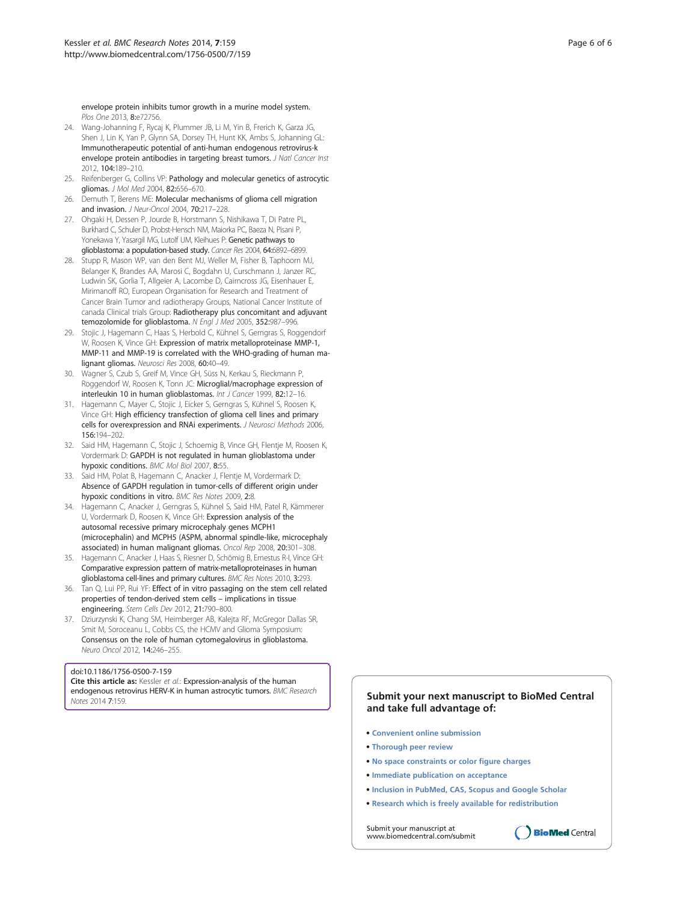envelope protein inhibits tumor growth in a murine model system. *Plos One* 2013, **8:**e72756.

24. Wang-Johanning F, Rycaj K, Plummer JB, Li M, Yin B, Frerich K, Garza JG, Shen J, Lin K, Yan P, Glynn SA, Dorsey TH, Hunt KK, Ambs S, Johanning GL: **Immunotherapeutic potential of anti-human endogenous retrovirus-k envelope protein antibodies in targeting breast tumors.** *J Natl Cancer Inst* 2012, **104:**189–210.
25. Reifenberger G, Collins VP: **Pathology and molecular genetics of astrocytic gliomas.** *J Mol Med* 2004, **82:**656–670.
26. Demuth T, Berens ME: **Molecular mechanisms of glioma cell migration and invasion.** *J Neur-Oncol* 2004, **70:**217–228.
27. Ohgaki H, Dessen P, Jourde B, Horstmann S, Nishikawa T, Di Patre PL, Burkhard C, Schuler D, Probst-Hensch NM, Maiorka PC, Baeza N, Pisani P, Yonekawa Y, Yasargil MG, Lutolf UM, Kleihues P: **Genetic pathways to glioblastoma: a population-based study.** *Cancer Res* 2004, **64:**6892–6899.
28. Stupp R, Mason WP, van den Bent MJ, Weller M, Fisher B, Taphoorn MJ, Belanger K, Brandes AA, Marosi C, Bogdahn U, Curschmann J, Janzer RC, Ludwin SK, Gorlia T, Allgeier A, Lacombe D, Cairncross JG, Eisenhauer E, Mirimanoff RO, European Organisation for Research and Treatment of Cancer Brain Tumor and radiotherapy Groups, National Cancer Institute of canada Clinical trials Group: **Radiotherapy plus concomitant and adjuvant temozolomide for glioblastoma.** *N Engl J Med* 2005, **352:**987–996.
29. Stojic J, Hagemann C, Haas S, Herbold C, Kühnel S, Gerngras S, Roggendorf W, Roosen K, Vince GH: **Expression of matrix metalloproteinase MMP-1, MMP-11 and MMP-19 is correlated with the WHO-grading of human malignant gliomas.** *Neurosci Res* 2008, **60:**40–49.
30. Wagner S, Czub S, Greif M, Vince GH, Süss N, Kerkau S, Rieckmann P, Roggendorf W, Roosen K, Tonn JC: **Microglial/macrophage expression of interleukin 10 in human glioblastomas.** *Int J Cancer* 1999, **82:**12–16.
31. Hagemann C, Mayer C, Stojic J, Eicker S, Gerngras S, Kühnel S, Roosen K, Vince GH: **High efficiency transfection of glioma cell lines and primary cells for overexpression and RNAi experiments.** *J Neurosci Methods* 2006, **156:**194–202.
32. Said HM, Hagemann C, Stojic J, Schoemig B, Vince GH, Flentje M, Roosen K, Vordermark D: **GAPDH is not regulated in human glioblastoma under hypoxic conditions.** *BMC Mol Biol* 2007, **8:**55.
33. Said HM, Polat B, Hagemann C, Anacker J, Flentje M, Vordermark D: **Absence of GAPDH regulation in tumor-cells of different origin under hypoxic conditions in vitro.** *BMC Res Notes* 2009, **2:**8.
34. Hagemann C, Anacker J, Gerngras S, Kühnel S, Said HM, Patel R, Kämmerer U, Vordermark D, Roosen K, Vince GH: **Expression analysis of the autosomal recessive primary microcephaly genes MCPH1 (microcephalin) and MCPH5 (ASPM, abnormal spindle-like, microcephaly associated) in human malignant gliomas.** *Oncol Rep* 2008, **20:**301–308.
35. Hagemann C, Anacker J, Haas S, Riesner D, Schömig B, Ernestus R-I, Vince GH: **Comparative expression pattern of matrix-metalloproteinases in human glioblastoma cell-lines and primary cultures.** *BMC Res Notes* 2010, **3:**293.
36. Tan Q, Lui PP, Rui YF: **Effect of in vitro passaging on the stem cell related properties of tendon-derived stem cells – implications in tissue engineering.** *Stem Cells Dev* 2012, **21:**790–800.
37. Dziurzynski K, Chang SM, Heimberger AB, Kalejta RF, McGregor Dallas SR, Smit M, Soroceanu L, Cobbs CS, the HCMV and Glioma Symposium: **Consensus on the role of human cytomegalovirus in glioblastoma.** *Neuro Oncol* 2012, **14:**246–255.

doi:10.1186/1756-0500-7-159

**Cite this article as:** Kessler *et al.*: Expression-analysis of the human endogenous retrovirus HERV-K in human astrocytic tumors. *BMC Research Notes* 2014 **7**:159.

**Submit your next manuscript to BioMed Central and take full advantage of:**

- **Convenient online submission**
- **Thorough peer review**
- **No space constraints or color figure charges**
- **Immediate publication on acceptance**
- **Inclusion in PubMed, CAS, Scopus and Google Scholar**
- **Research which is freely available for redistribution**

Submit your manuscript at www.biomedcentral.com/submit

BioMed Central